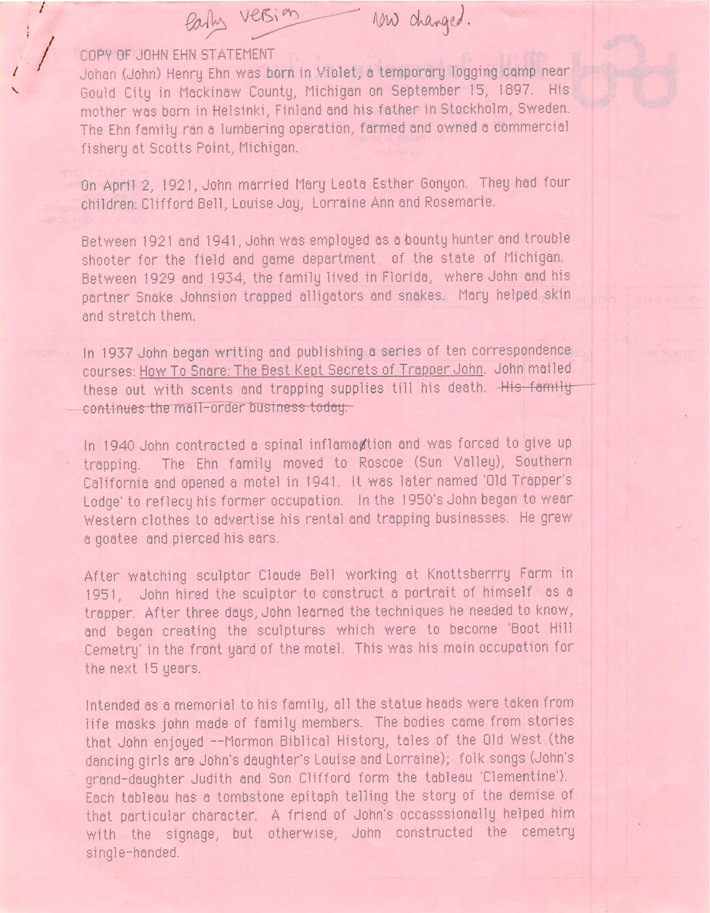early version — now changed.

COPY OF JOHN EHN STATEMENT

Johan (John) Henry Ehn was born in Violet, a temporary logging camp near Gould City in Mackinaw County, Michigan on September 15, 1897. His mother was born in Helsinki, Finland and his father in Stockholm, Sweden. The Ehn family ran a lumbering operation, farmed and owned a commercial fishery at Scotts Point, Michigan.

On April 2, 1921, John married Mary Leota Esther Gonyon. They had four children: Clifford Bell, Louise Joy, Lorraine Ann and Rosemarie.

Between 1921 and 1941, John was employed as a bounty hunter and trouble shooter for the field and game department of the state of Michigan. Between 1929 and 1934, the family lived in Florida, where John and his partner Snake Johnsion trapped alligators and snakes. Mary helped skin and stretch them.

In 1937 John began writing and publishing a series of ten correspondence courses: How To Snare: The Best Kept Secrets of Trapper John. John mailed these out with scents and trapping supplies till his death. ~~His family continues the mail-order business today.~~

In 1940 John contracted a spinal inflamation and was forced to give up trapping. The Ehn family moved to Roscoe (Sun Valley), Southern California and opened a motel in 1941. It was later named 'Old Trapper's Lodge' to reflecy his former occupation. In the 1950's John began to wear Western clothes to advertise his rental and trapping businesses. He grew a goatee and pierced his ears.

After watching sculptor Claude Bell working at Knottsberrry Farm in 1951, John hired the sculptor to construct a portrait of himself as a trapper. After three days, John learned the techniques he needed to know, and began creating the sculptures which were to become 'Boot Hill Cemetry' in the front yard of the motel. This was his main occupation for the next 15 years.

Intended as a memorial to his family, all the statue heads were taken from life masks john made of family members. The bodies came from stories that John enjoyed --Mormon Biblical History, tales of the Old West (the dancing girls are John's daughter's Louise and Lorraine); folk songs (John's grand-daughter Judith and Son Clifford form the tableau 'Clementine'). Each tableau has a tombstone epitaph telling the story of the demise of that particular character. A friend of John's occasssionally helped him with the signage, but otherwise, John constructed the cemetry single-handed.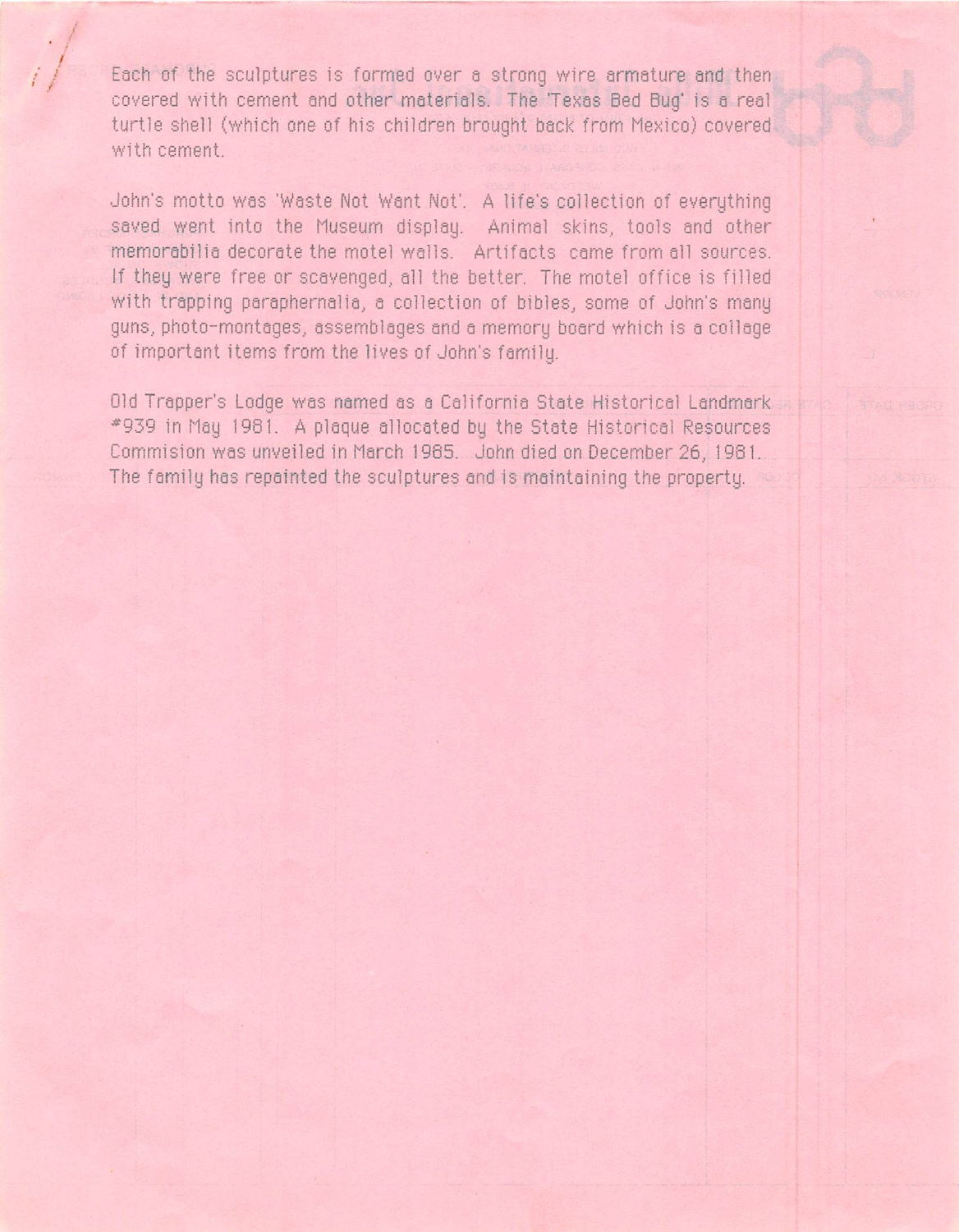Each of the sculptures is formed over a strong wire armature and then covered with cement and other materials. The 'Texas Bed Bug' is a real turtle shell (which one of his children brought back from Mexico) covered with cement.

John's motto was 'Waste Not Want Not'. A life's collection of everything saved went into the Museum display. Animal skins, tools and other memorabilia decorate the motel walls. Artifacts came from all sources. If they were free or scavenged, all the better. The motel office is filled with trapping paraphernalia, a collection of bibles, some of John's many guns, photo-montages, assemblages and a memory board which is a collage of important items from the lives of John's family.

Old Trapper's Lodge was named as a California State Historical Landmark #939 in May 1981. A plaque allocated by the State Historical Resources Commision was unveiled in March 1985. John died on December 26, 1981. The family has repainted the sculptures and is maintaining the property.